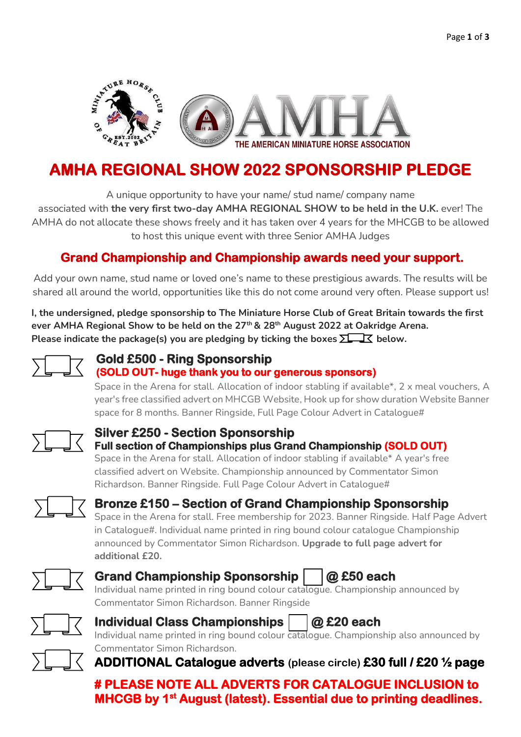# AMHA REGIONAL SHOW 2022 SPONSORSHIP PLEDGE

A unique opportunity to have your name/ stud name/ company name associated with **the very first two-day AMHA REGIONAL SHOW to be held in the U.K.** ever! The AMHA do not allocate these shows freely and it has taken over 4 years for the MHCGB to be allowed to host this unique event with three Senior AMHA Judges

## Grand Championship and Championship awards need your support.

Add your own name, stud name or loved one's name to these prestigious awards. The results will be shared all around the world, opportunities like this do not come around very often. Please support us!

**I, the undersigned, pledge sponsorship to The Miniature Horse Club of Great Britain towards the first ever AMHA Regional Show to be held on the 27th & 28th August 2022 at Oakridge Arena.**
**Please indicate the package(s) you are pledging by ticking the boxes below.**

### Gold £500 - Ring Sponsorship
**(SOLD OUT- huge thank you to our generous sponsors)**

Space in the Arena for stall. Allocation of indoor stabling if available*, 2 x meal vouchers, A year's free classified advert on MHCGB Website, Hook up for show duration Website Banner space for 8 months. Banner Ringside, Full Page Colour Advert in Catalogue#

### Silver £250 - Section Sponsorship
**Full section of Championships plus Grand Championship (SOLD OUT)**

Space in the Arena for stall. Allocation of indoor stabling if available* A year's free classified advert on Website. Championship announced by Commentator Simon Richardson. Banner Ringside. Full Page Colour Advert in Catalogue#

### Bronze £150 – Section of Grand Championship Sponsorship

Space in the Arena for stall. Free membership for 2023. Banner Ringside. Half Page Advert in Catalogue#. Individual name printed in ring bound colour catalogue Championship announced by Commentator Simon Richardson. **Upgrade to full page advert for additional £20.**

### Grand Championship Sponsorship ☐ @ £50 each

Individual name printed in ring bound colour catalogue. Championship announced by Commentator Simon Richardson. Banner Ringside

### Individual Class Championships ☐ @ £20 each

Individual name printed in ring bound colour catalogue. Championship also announced by Commentator Simon Richardson.

### ADDITIONAL Catalogue adverts (please circle) £30 full / £20 ½ page

**# PLEASE NOTE ALL ADVERTS FOR CATALOGUE INCLUSION to MHCGB by 1st August (latest). Essential due to printing deadlines.**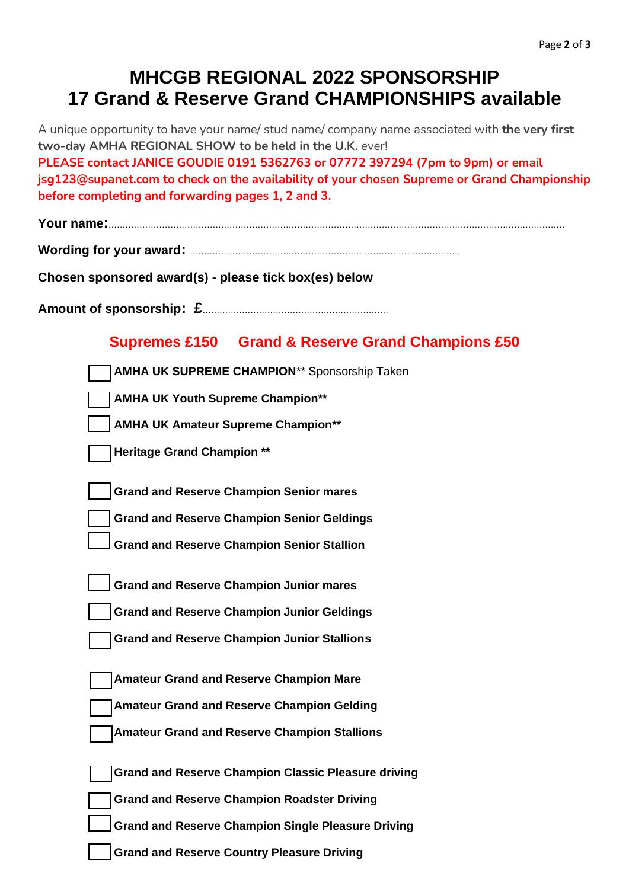# MHCGB REGIONAL 2022 SPONSORSHIP
# 17 Grand & Reserve Grand CHAMPIONSHIPS available

A unique opportunity to have your name/ stud name/ company name associated with **the very first two-day AMHA REGIONAL SHOW to be held in the U.K.** ever!

**PLEASE contact JANICE GOUDIE 0191 5362763 or 07772 397294 (7pm to 9pm) or email jsg123@supanet.com to check on the availability of your chosen Supreme or Grand Championship before completing and forwarding pages 1, 2 and 3.**

**Your name:**.............................................................................................................................................

**Wording for your award:** ..............................................................................................

**Chosen sponsored award(s) - please tick box(es) below**

**Amount of sponsorship: £**..................................................................

## Supremes £150    Grand & Reserve Grand Champions £50

- ☐ **AMHA UK SUPREME CHAMPION**** Sponsorship Taken
- ☐ **AMHA UK Youth Supreme Champion****
- ☐ **AMHA UK Amateur Supreme Champion****
- ☐ **Heritage Grand Champion ****

- ☐ **Grand and Reserve Champion Senior mares**
- ☐ **Grand and Reserve Champion Senior Geldings**
- ☐ **Grand and Reserve Champion Senior Stallion**

- ☐ **Grand and Reserve Champion Junior mares**
- ☐ **Grand and Reserve Champion Junior Geldings**
- ☐ **Grand and Reserve Champion Junior Stallions**

- ☐ **Amateur Grand and Reserve Champion Mare**
- ☐ **Amateur Grand and Reserve Champion Gelding**
- ☐ **Amateur Grand and Reserve Champion Stallions**

- ☐ **Grand and Reserve Champion Classic Pleasure driving**
- ☐ **Grand and Reserve Champion Roadster Driving**
- ☐ **Grand and Reserve Champion Single Pleasure Driving**
- ☐ **Grand and Reserve Country Pleasure Driving**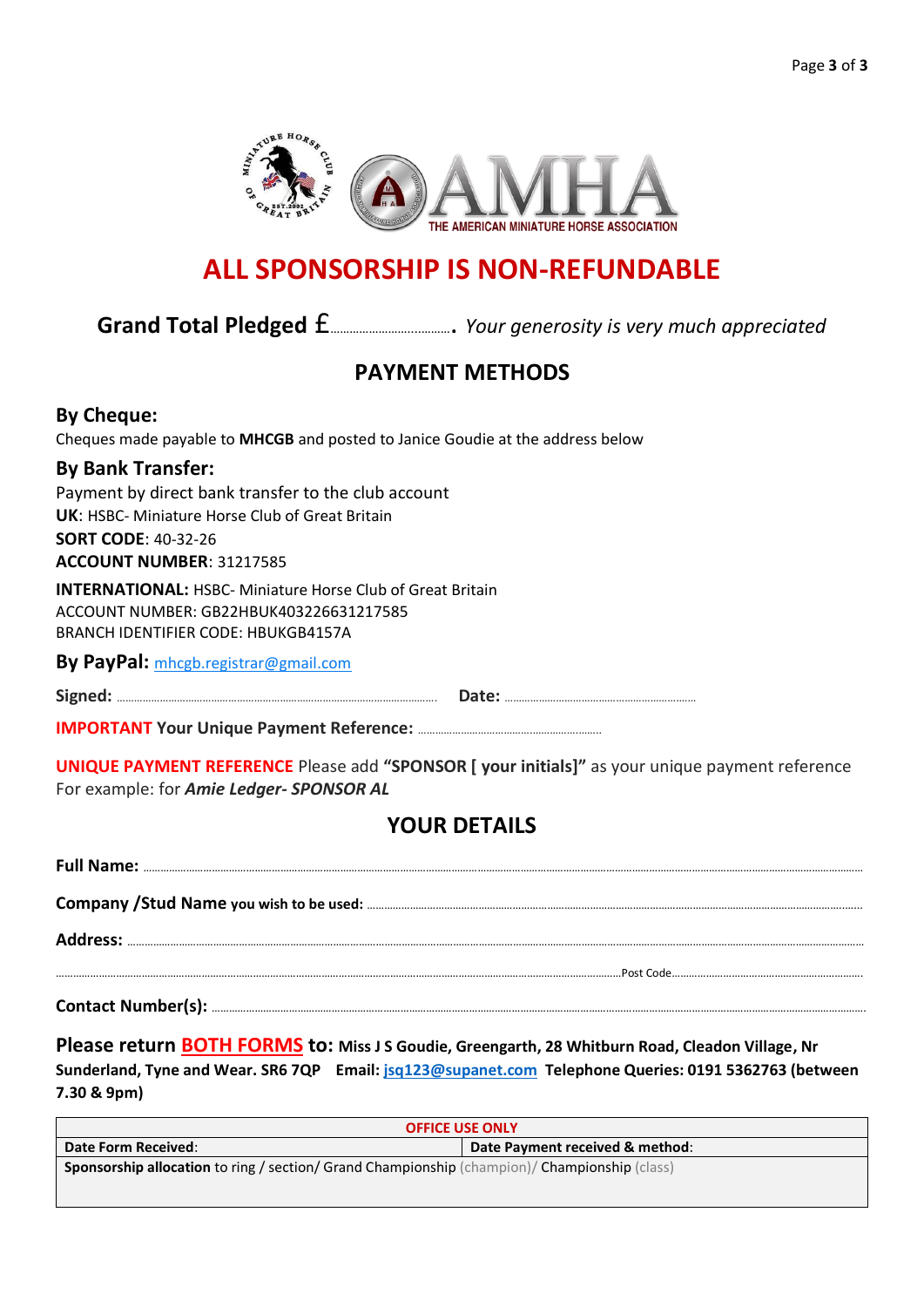# ALL SPONSORSHIP IS NON-REFUNDABLE

**Grand Total Pledged £**......................................**.** *Your generosity is very much appreciated*

## PAYMENT METHODS

### By Cheque:

Cheques made payable to **MHCGB** and posted to Janice Goudie at the address below

### By Bank Transfer:

Payment by direct bank transfer to the club account
**UK**: HSBC- Miniature Horse Club of Great Britain
**SORT CODE**: 40-32-26
**ACCOUNT NUMBER**: 31217585

**INTERNATIONAL:** HSBC- Miniature Horse Club of Great Britain
ACCOUNT NUMBER: GB22HBUK403226631217585
BRANCH IDENTIFIER CODE: HBUKGB4157A

**By PayPal:** mhcgb.registrar@gmail.com

**Signed:** ............................................................................................................ **Date:** .........................................................................

**IMPORTANT Your Unique Payment Reference:** ........................................................................

**UNIQUE PAYMENT REFERENCE** Please add **"SPONSOR [ your initials]"** as your unique payment reference
For example: for ***Amie Ledger- SPONSOR AL***

## YOUR DETAILS

**Full Name:** ...........................................................................................................................................................................................

**Company /Stud Name you wish to be used:** ..............................................................................................................................

**Address:** ................................................................................................................................................................................................

.................................................................................................................................................Post Code...............................................................

**Contact Number(s):** .............................................................................................................................................................................

**Please return BOTH FORMS to: Miss J S Goudie, Greengarth, 28 Whitburn Road, Cleadon Village, Nr Sunderland, Tyne and Wear. SR6 7QP Email: jsq123@supanet.com Telephone Queries: 0191 5362763 (between 7.30 & 9pm)**

| OFFICE USE ONLY | |
|---|---|
| **Date Form Received**: | **Date Payment received & method**: |
| **Sponsorship allocation** to ring / section/ Grand Championship (champion)/ Championship (class) | |